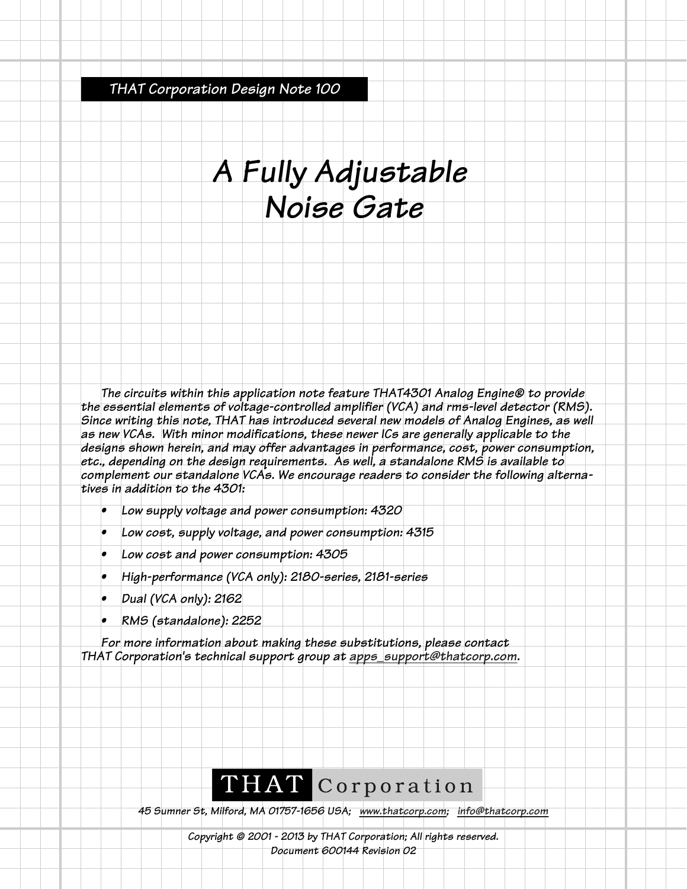THAT Corporation Design Note 100

# A Fully Adjustable Noise Gate

The circuits within this application note feature THAT4301 Analog Engine® to provide the essential elements of voltage-controlled amplifier (VCA) and rms-level detector (RMS). Since writing this note, THAT has introduced several new models of Analog Engines, as well as new VCAs. With minor modifications, these newer ICs are generally applicable to the designs shown herein, and may offer advantages in performance, cost, power consumption, etc., depending on the design requirements. As well, a standalone RMS is available to complement our standalone VCAs. We encourage readers to consider the following alternatives in addition to the 4301:

- Low supply voltage and power consumption: 4320
- Low cost, supply voltage, and power consumption: 4315
- Low cost and power consumption: 4305
- High-performance (VCA only): 2180-series, 2181-series
- Dual (VCA only): 2162
- RMS (standalone): 2252

For more information about making these substitutions, please contact THAT Corporation's technical support group at apps_support@thatcorp.com.

THAT Corporation

45 Sumner St, Milford, MA 01757-1656 USA; www.thatcorp.com; info@thatcorp.com

Copyright © 2001 - 2013 by THAT Corporation; All rights reserved.
Document 600144 Revision 02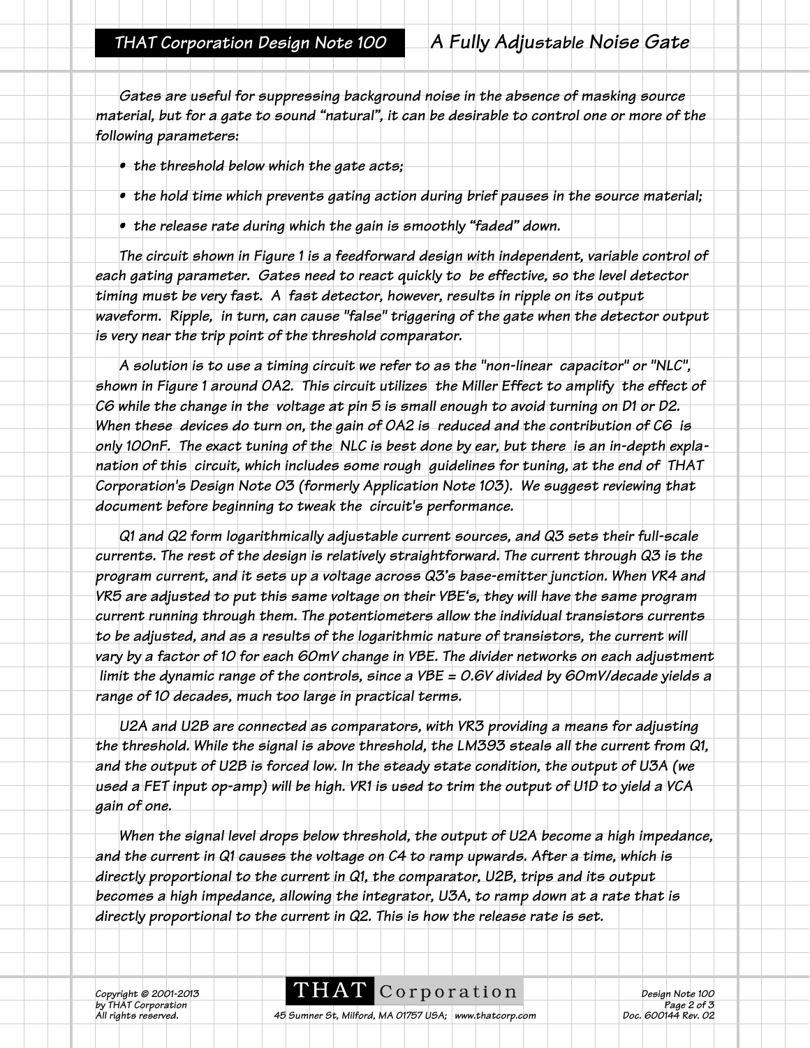Gates are useful for suppressing background noise in the absence of masking source material, but for a gate to sound "natural", it can be desirable to control one or more of the following parameters:

- the threshold below which the gate acts;
- the hold time which prevents gating action during brief pauses in the source material;
- the release rate during which the gain is smoothly "faded" down.

The circuit shown in Figure 1 is a feedforward design with independent, variable control of each gating parameter. Gates need to react quickly to be effective, so the level detector timing must be very fast. A fast detector, however, results in ripple on its output waveform. Ripple, in turn, can cause "false" triggering of the gate when the detector output is very near the trip point of the threshold comparator.

A solution is to use a timing circuit we refer to as the "non-linear capacitor" or "NLC", shown in Figure 1 around OA2. This circuit utilizes the Miller Effect to amplify the effect of C6 while the change in the voltage at pin 5 is small enough to avoid turning on D1 or D2. When these devices do turn on, the gain of OA2 is reduced and the contribution of C6 is only 100nF. The exact tuning of the NLC is best done by ear, but there is an in-depth explanation of this circuit, which includes some rough guidelines for tuning, at the end of THAT Corporation's Design Note 03 (formerly Application Note 103). We suggest reviewing that document before beginning to tweak the circuit's performance.

Q1 and Q2 form logarithmically adjustable current sources, and Q3 sets their full-scale currents. The rest of the design is relatively straightforward. The current through Q3 is the program current, and it sets up a voltage across Q3's base-emitter junction. When VR4 and VR5 are adjusted to put this same voltage on their VBE's, they will have the same program current running through them. The potentiometers allow the individual transistors currents to be adjusted, and as a results of the logarithmic nature of transistors, the current will vary by a factor of 10 for each 60mV change in VBE. The divider networks on each adjustment limit the dynamic range of the controls, since a VBE = 0.6V divided by 60mV/decade yields a range of 10 decades, much too large in practical terms.

U2A and U2B are connected as comparators, with VR3 providing a means for adjusting the threshold. While the signal is above threshold, the LM393 steals all the current from Q1, and the output of U2B is forced low. In the steady state condition, the output of U3A (we used a FET input op-amp) will be high. VR1 is used to trim the output of U1D to yield a VCA gain of one.

When the signal level drops below threshold, the output of U2A become a high impedance, and the current in Q1 causes the voltage on C4 to ramp upwards. After a time, which is directly proportional to the current in Q1, the comparator, U2B, trips and its output becomes a high impedance, allowing the integrator, U3A, to ramp down at a rate that is directly proportional to the current in Q2. This is how the release rate is set.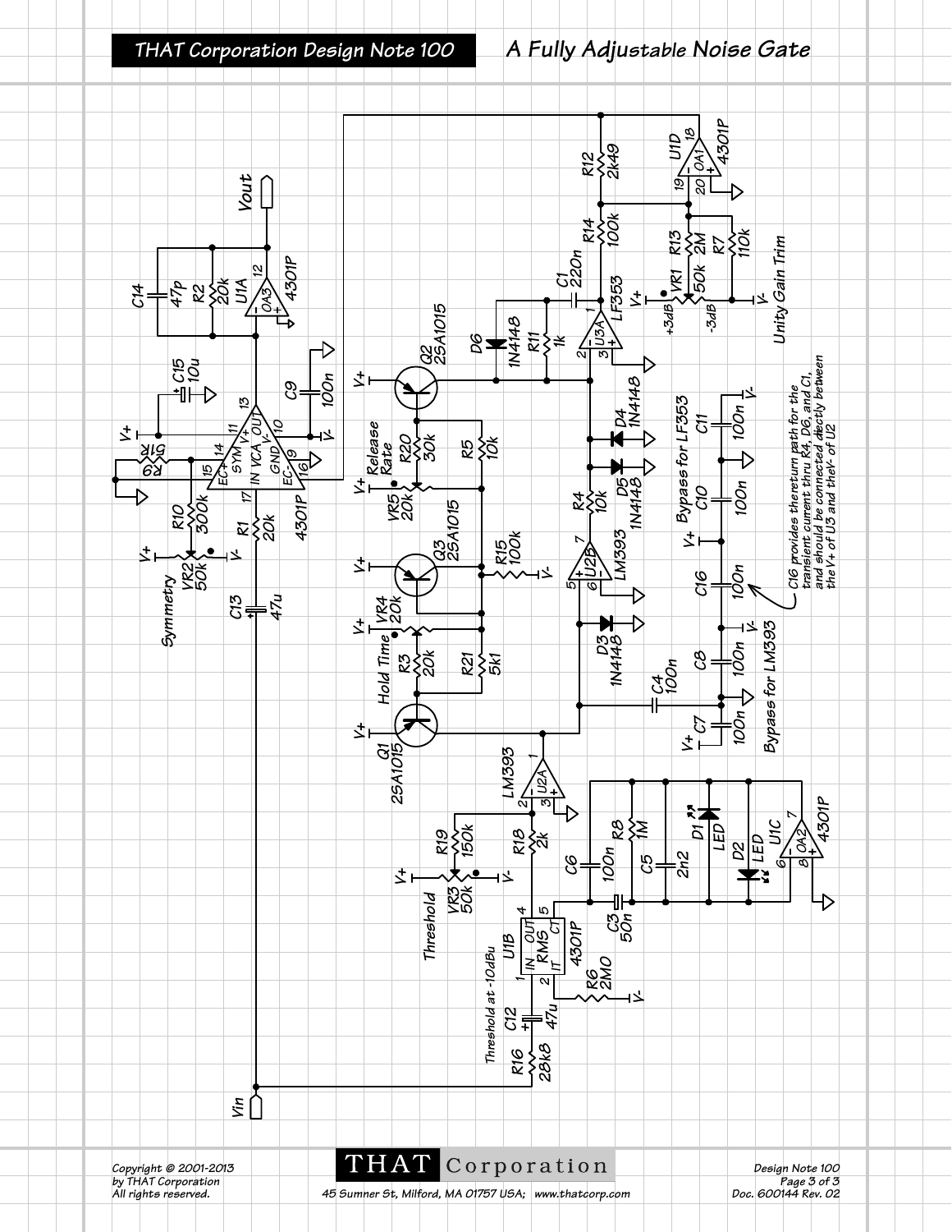Vin

Vout

Symmetry

Threshold

Threshold at -10dBu

Hold Time

Release Rate

Unity Gain Trim

+3dB

-3dB

Bypass for LF353

Bypass for LM393

C16 provides the return path for the transient current thru R4, D6, and C1, and should be connected directly between the V+ of U3 and the V- of U2

U1A 4301P

U1B 4301P

U1C 4301P

U1D 4301P

U2A LM393

U2B LM393

U3A LF353

Q1 2SA1015

Q2 2SA1015

Q3 2SA1015

R1 20k

R2 20k

R3 20k

R4 10k

R5 10k

R6 2M0

R7 110k

R8 1M

R9 51R

R10 300k

R11 1k

R12 2k49

R13 2M

R14 100k

R15 100k

R16 28k8

R18 2k

R19 150k

R20 30k

R21 5k1

VR1 50k

VR2 50k

VR3 50k

VR4 20k

VR5 20k

C1 220n

C3 50n

C4 100n

C5 2n2

C6 100n

C7 100n

C8 100n

C9 100n

C10 100n

C11 100n

C12 47u

C13 47u

C14 47p

C15 10u

C16 100n

D1 LED

D2 LED

D3 1N4148

D4 1N4148

D5 1N4148

D6 1N4148